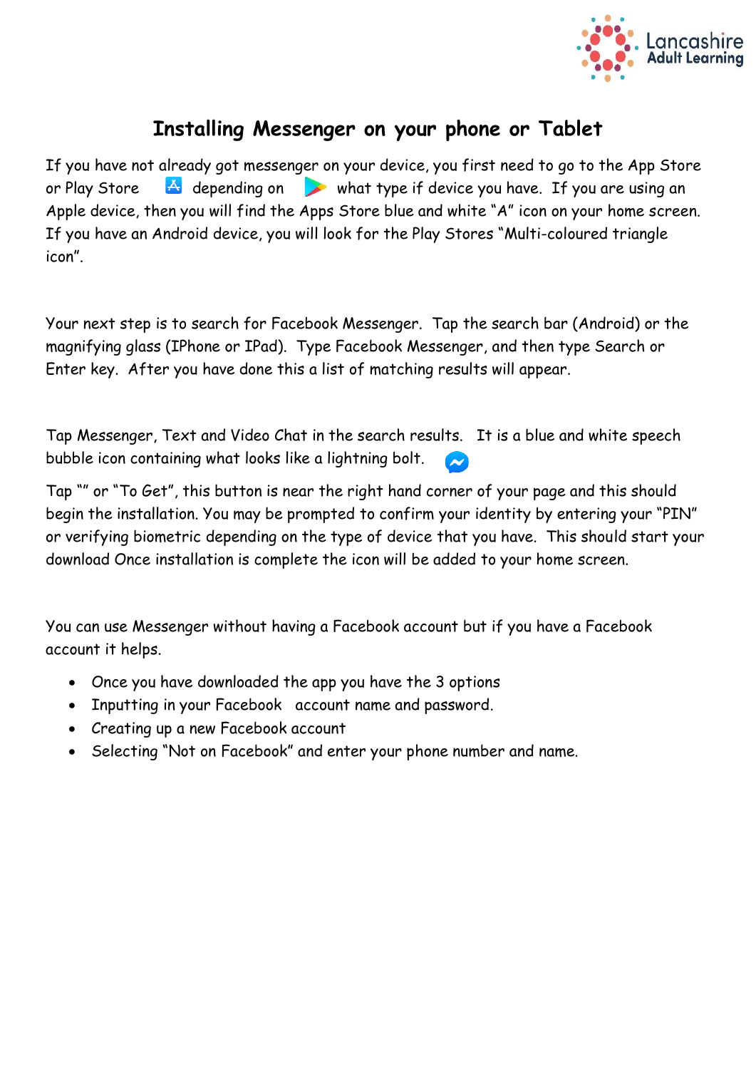# Installing Messenger on your phone or Tablet

If you have not already got messenger on your device, you first need to go to the App Store or Play Store depending on what type if device you have. If you are using an Apple device, then you will find the Apps Store blue and white "A" icon on your home screen. If you have an Android device, you will look for the Play Stores "Multi-coloured triangle icon".

Your next step is to search for Facebook Messenger. Tap the search bar (Android) or the magnifying glass (IPhone or IPad). Type Facebook Messenger, and then type Search or Enter key. After you have done this a list of matching results will appear.

Tap Messenger, Text and Video Chat in the search results. It is a blue and white speech bubble icon containing what looks like a lightning bolt.

Tap "" or "To Get", this button is near the right hand corner of your page and this should begin the installation. You may be prompted to confirm your identity by entering your "PIN" or verifying biometric depending on the type of device that you have. This should start your download Once installation is complete the icon will be added to your home screen.

You can use Messenger without having a Facebook account but if you have a Facebook account it helps.

- Once you have downloaded the app you have the 3 options
- Inputting in your Facebook account name and password.
- Creating up a new Facebook account
- Selecting "Not on Facebook" and enter your phone number and name.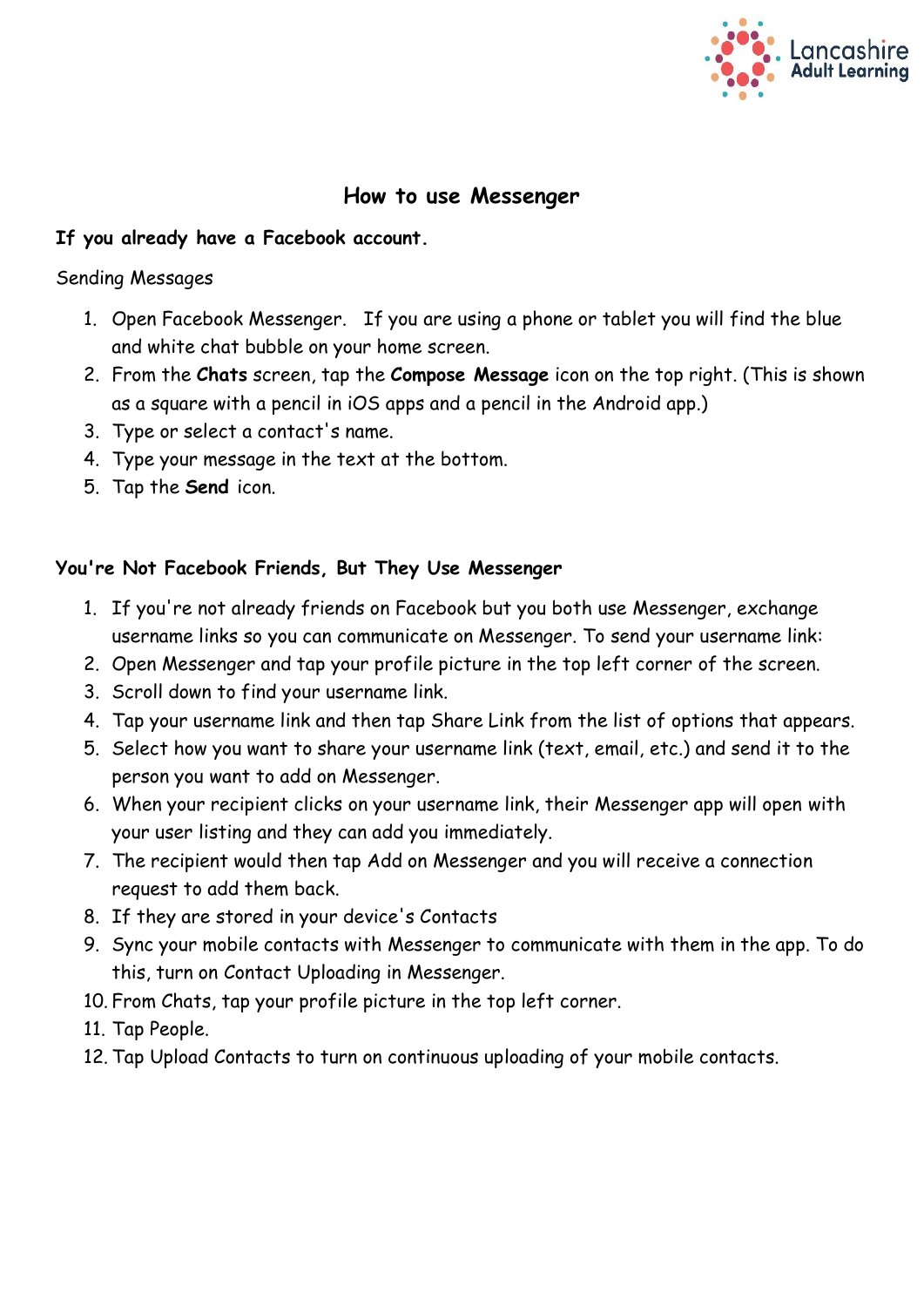## How to use Messenger

**If you already have a Facebook account.**

Sending Messages

1. Open Facebook Messenger. If you are using a phone or tablet you will find the blue and white chat bubble on your home screen.
2. From the **Chats** screen, tap the **Compose Message** icon on the top right. (This is shown as a square with a pencil in iOS apps and a pencil in the Android app.)
3. Type or select a contact's name.
4. Type your message in the text at the bottom.
5. Tap the **Send** icon.

**You're Not Facebook Friends, But They Use Messenger**

1. If you're not already friends on Facebook but you both use Messenger, exchange username links so you can communicate on Messenger. To send your username link:
2. Open Messenger and tap your profile picture in the top left corner of the screen.
3. Scroll down to find your username link.
4. Tap your username link and then tap Share Link from the list of options that appears.
5. Select how you want to share your username link (text, email, etc.) and send it to the person you want to add on Messenger.
6. When your recipient clicks on your username link, their Messenger app will open with your user listing and they can add you immediately.
7. The recipient would then tap Add on Messenger and you will receive a connection request to add them back.
8. If they are stored in your device's Contacts
9. Sync your mobile contacts with Messenger to communicate with them in the app. To do this, turn on Contact Uploading in Messenger.
10. From Chats, tap your profile picture in the top left corner.
11. Tap People.
12. Tap Upload Contacts to turn on continuous uploading of your mobile contacts.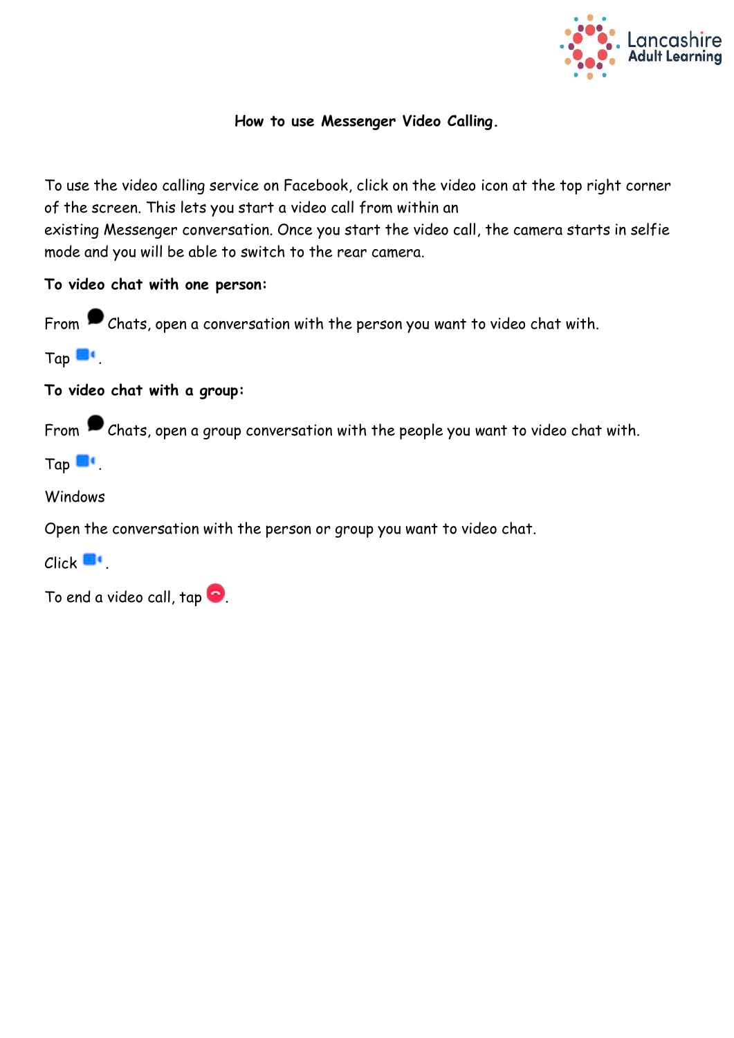**How to use Messenger Video Calling.**

To use the video calling service on Facebook, click on the video icon at the top right corner of the screen. This lets you start a video call from within an existing Messenger conversation. Once you start the video call, the camera starts in selfie mode and you will be able to switch to the rear camera.

**To video chat with one person:**

From Chats, open a conversation with the person you want to video chat with.

Tap .

**To video chat with a group:**

From Chats, open a group conversation with the people you want to video chat with.

Tap .

Windows

Open the conversation with the person or group you want to video chat.

Click .

To end a video call, tap .